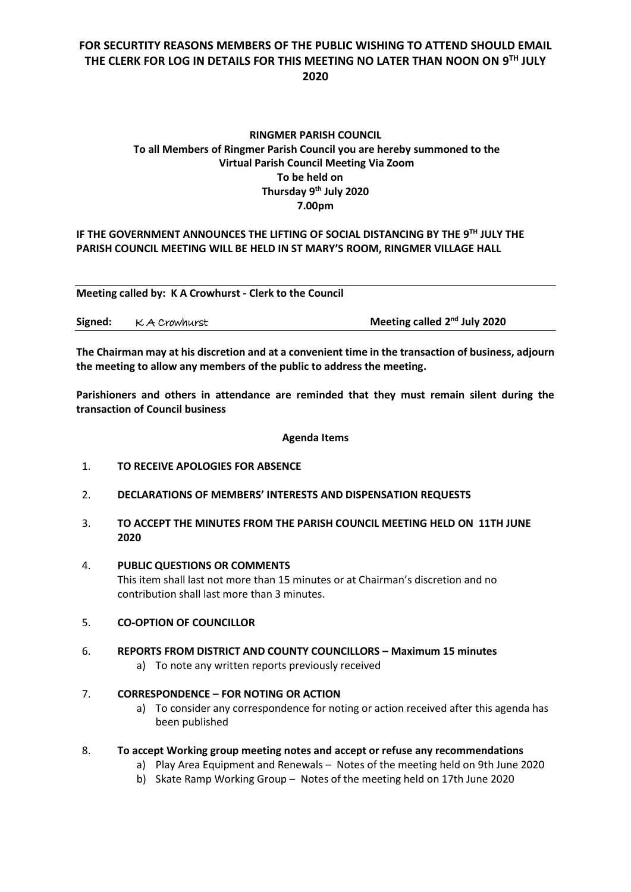**FOR SECURTITY REASONS MEMBERS OF THE PUBLIC WISHING TO ATTEND SHOULD EMAIL THE CLERK FOR LOG IN DETAILS FOR THIS MEETING NO LATER THAN NOON ON 9TH JULY 2020**

**RINGMER PARISH COUNCIL**
**To all Members of Ringmer Parish Council you are hereby summoned to the Virtual Parish Council Meeting Via Zoom**
**To be held on**
**Thursday 9th July 2020**
**7.00pm**

**IF THE GOVERNMENT ANNOUNCES THE LIFTING OF SOCIAL DISTANCING BY THE 9TH JULY THE PARISH COUNCIL MEETING WILL BE HELD IN ST MARY'S ROOM, RINGMER VILLAGE HALL**

---

**Meeting called by: K A Crowhurst - Clerk to the Council**

**Signed:** K A Crowhurst **Meeting called 2nd July 2020**

---

**The Chairman may at his discretion and at a convenient time in the transaction of business, adjourn the meeting to allow any members of the public to address the meeting.**

**Parishioners and others in attendance are reminded that they must remain silent during the transaction of Council business**

**Agenda Items**

1. **TO RECEIVE APOLOGIES FOR ABSENCE**

2. **DECLARATIONS OF MEMBERS' INTERESTS AND DISPENSATION REQUESTS**

3. **TO ACCEPT THE MINUTES FROM THE PARISH COUNCIL MEETING HELD ON 11TH JUNE 2020**

4. **PUBLIC QUESTIONS OR COMMENTS**
   This item shall last not more than 15 minutes or at Chairman's discretion and no contribution shall last more than 3 minutes.

5. **CO-OPTION OF COUNCILLOR**

6. **REPORTS FROM DISTRICT AND COUNTY COUNCILLORS – Maximum 15 minutes**
   a) To note any written reports previously received

7. **CORRESPONDENCE – FOR NOTING OR ACTION**
   a) To consider any correspondence for noting or action received after this agenda has been published

8. **To accept Working group meeting notes and accept or refuse any recommendations**
   a) Play Area Equipment and Renewals – Notes of the meeting held on 9th June 2020
   b) Skate Ramp Working Group – Notes of the meeting held on 17th June 2020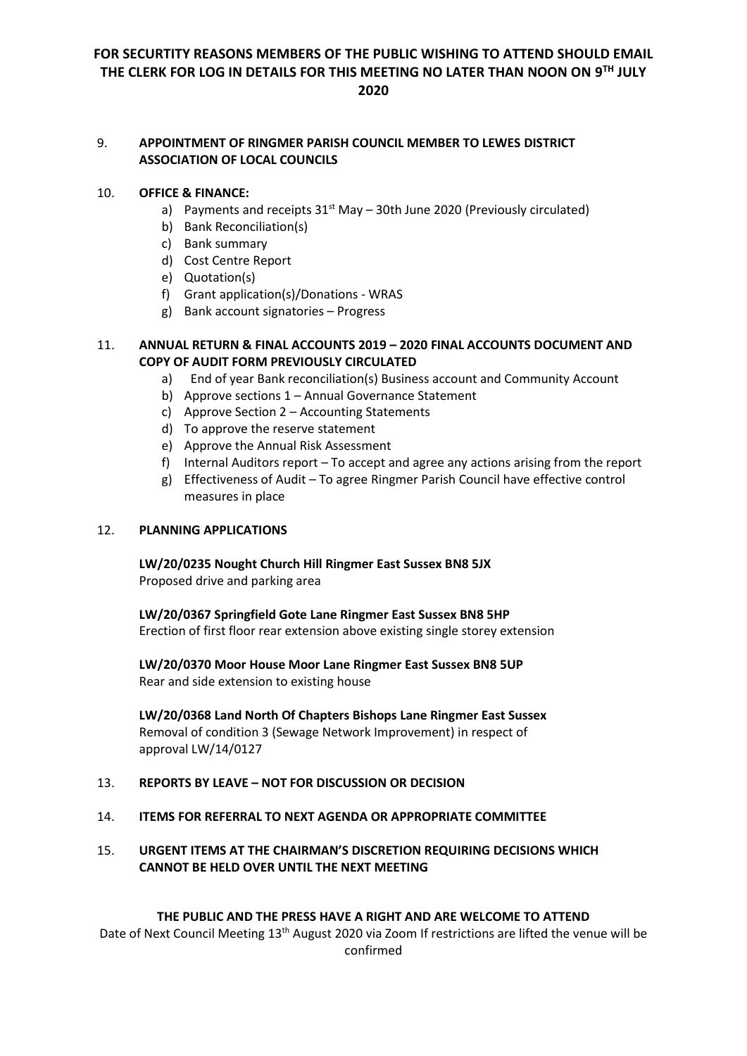**FOR SECURTITY REASONS MEMBERS OF THE PUBLIC WISHING TO ATTEND SHOULD EMAIL THE CLERK FOR LOG IN DETAILS FOR THIS MEETING NO LATER THAN NOON ON 9TH JULY 2020**

9. **APPOINTMENT OF RINGMER PARISH COUNCIL MEMBER TO LEWES DISTRICT ASSOCIATION OF LOCAL COUNCILS**

10. **OFFICE & FINANCE:**
    a) Payments and receipts 31st May – 30th June 2020 (Previously circulated)
    b) Bank Reconciliation(s)
    c) Bank summary
    d) Cost Centre Report
    e) Quotation(s)
    f) Grant application(s)/Donations - WRAS
    g) Bank account signatories – Progress

11. **ANNUAL RETURN & FINAL ACCOUNTS 2019 – 2020 FINAL ACCOUNTS DOCUMENT AND COPY OF AUDIT FORM PREVIOUSLY CIRCULATED**
    a) End of year Bank reconciliation(s) Business account and Community Account
    b) Approve sections 1 – Annual Governance Statement
    c) Approve Section 2 – Accounting Statements
    d) To approve the reserve statement
    e) Approve the Annual Risk Assessment
    f) Internal Auditors report – To accept and agree any actions arising from the report
    g) Effectiveness of Audit – To agree Ringmer Parish Council have effective control measures in place

12. **PLANNING APPLICATIONS**

    **LW/20/0235 Nought Church Hill Ringmer East Sussex BN8 5JX**
    Proposed drive and parking area

    **LW/20/0367 Springfield Gote Lane Ringmer East Sussex BN8 5HP**
    Erection of first floor rear extension above existing single storey extension

    **LW/20/0370 Moor House Moor Lane Ringmer East Sussex BN8 5UP**
    Rear and side extension to existing house

    **LW/20/0368 Land North Of Chapters Bishops Lane Ringmer East Sussex**
    Removal of condition 3 (Sewage Network Improvement) in respect of approval LW/14/0127

13. **REPORTS BY LEAVE – NOT FOR DISCUSSION OR DECISION**

14. **ITEMS FOR REFERRAL TO NEXT AGENDA OR APPROPRIATE COMMITTEE**

15. **URGENT ITEMS AT THE CHAIRMAN'S DISCRETION REQUIRING DECISIONS WHICH CANNOT BE HELD OVER UNTIL THE NEXT MEETING**

**THE PUBLIC AND THE PRESS HAVE A RIGHT AND ARE WELCOME TO ATTEND**

Date of Next Council Meeting 13th August 2020 via Zoom If restrictions are lifted the venue will be confirmed